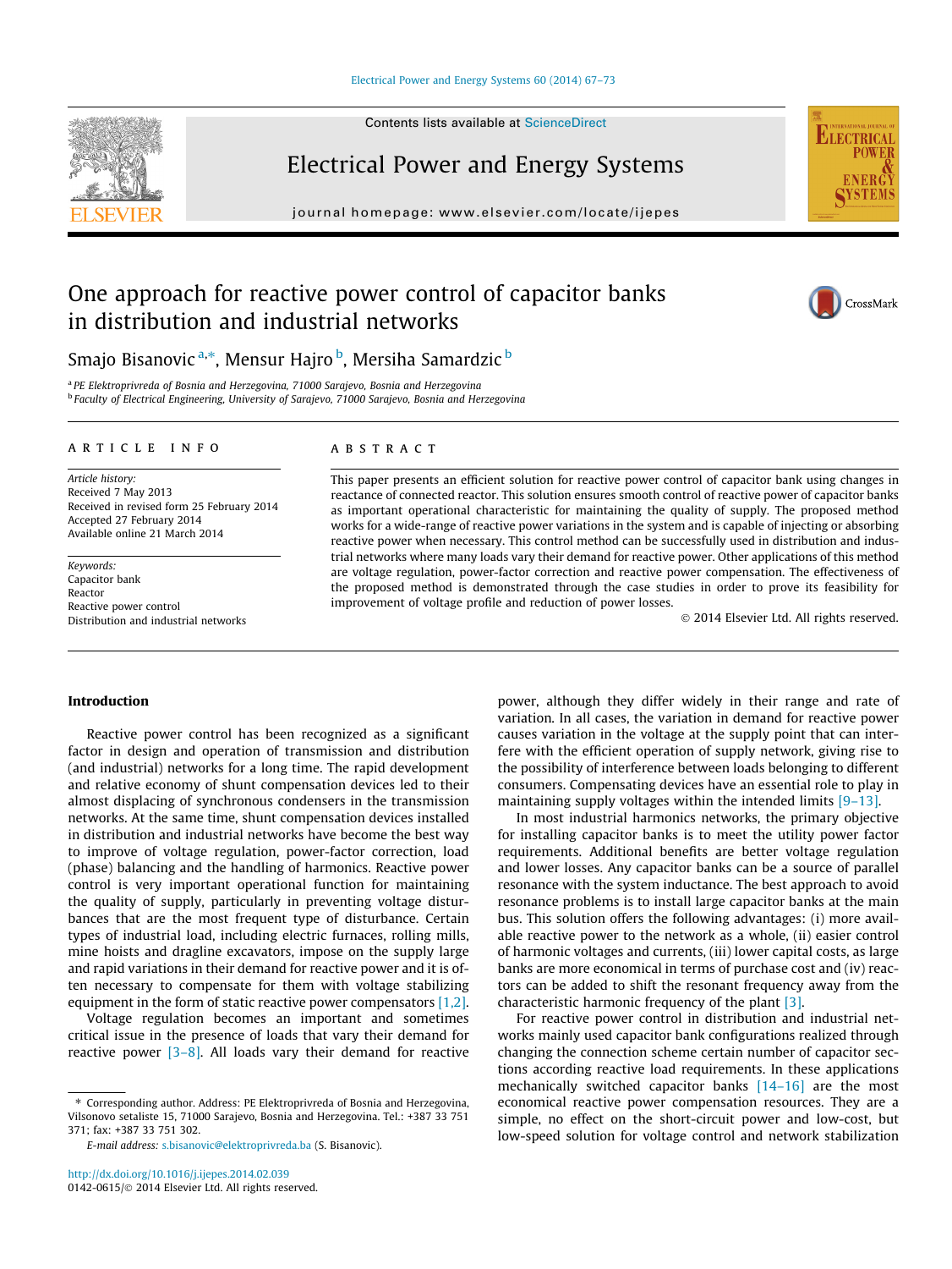# One approach for reactive power control of capacitor banks in distribution and industrial networks

Smajo Bisanovic [a,*], Mensur Hajro [b], Mersiha Samardzic [b]

[a] PE Elektroprivreda of Bosnia and Herzegovina, 71000 Sarajevo, Bosnia and Herzegovina
[b] Faculty of Electrical Engineering, University of Sarajevo, 71000 Sarajevo, Bosnia and Herzegovina

## ARTICLE INFO

*Article history:*
Received 7 May 2013
Received in revised form 25 February 2014
Accepted 27 February 2014
Available online 21 March 2014

*Keywords:*
Capacitor bank
Reactor
Reactive power control
Distribution and industrial networks

## ABSTRACT

This paper presents an efficient solution for reactive power control of capacitor bank using changes in reactance of connected reactor. This solution ensures smooth control of reactive power of capacitor banks as important operational characteristic for maintaining the quality of supply. The proposed method works for a wide-range of reactive power variations in the system and is capable of injecting or absorbing reactive power when necessary. This control method can be successfully used in distribution and industrial networks where many loads vary their demand for reactive power. Other applications of this method are voltage regulation, power-factor correction and reactive power compensation. The effectiveness of the proposed method is demonstrated through the case studies in order to prove its feasibility for improvement of voltage profile and reduction of power losses.

© 2014 Elsevier Ltd. All rights reserved.

## Introduction

Reactive power control has been recognized as a significant factor in design and operation of transmission and distribution (and industrial) networks for a long time. The rapid development and relative economy of shunt compensation devices led to their almost displacing of synchronous condensers in the transmission networks. At the same time, shunt compensation devices installed in distribution and industrial networks have become the best way to improve of voltage regulation, power-factor correction, load (phase) balancing and the handling of harmonics. Reactive power control is very important operational function for maintaining the quality of supply, particularly in preventing voltage disturbances that are the most frequent type of disturbance. Certain types of industrial load, including electric furnaces, rolling mills, mine hoists and dragline excavators, impose on the supply large and rapid variations in their demand for reactive power and it is often necessary to compensate for them with voltage stabilizing equipment in the form of static reactive power compensators [1,2].

Voltage regulation becomes an important and sometimes critical issue in the presence of loads that vary their demand for reactive power [3–8]. All loads vary their demand for reactive power, although they differ widely in their range and rate of variation. In all cases, the variation in demand for reactive power causes variation in the voltage at the supply point that can interfere with the efficient operation of supply network, giving rise to the possibility of interference between loads belonging to different consumers. Compensating devices have an essential role to play in maintaining supply voltages within the intended limits [9–13].

In most industrial harmonics networks, the primary objective for installing capacitor banks is to meet the utility power factor requirements. Additional benefits are better voltage regulation and lower losses. Any capacitor banks can be a source of parallel resonance with the system inductance. The best approach to avoid resonance problems is to install large capacitor banks at the main bus. This solution offers the following advantages: (i) more available reactive power to the network as a whole, (ii) easier control of harmonic voltages and currents, (iii) lower capital costs, as large banks are more economical in terms of purchase cost and (iv) reactors can be added to shift the resonant frequency away from the characteristic harmonic frequency of the plant [3].

For reactive power control in distribution and industrial networks mainly used capacitor bank configurations realized through changing the connection scheme certain number of capacitor sections according reactive load requirements. In these applications mechanically switched capacitor banks [14–16] are the most economical reactive power compensation resources. They are a simple, no effect on the short-circuit power and low-cost, but low-speed solution for voltage control and network stabilization

* Corresponding author. Address: PE Elektroprivreda of Bosnia and Herzegovina, Vilsonovo setaliste 15, 71000 Sarajevo, Bosnia and Herzegovina. Tel.: +387 33 751 371; fax: +387 33 751 302.

*E-mail address:* s.bisanovic@elektroprivreda.ba (S. Bisanovic).

http://dx.doi.org/10.1016/j.ijepes.2014.02.039
0142-0615/© 2014 Elsevier Ltd. All rights reserved.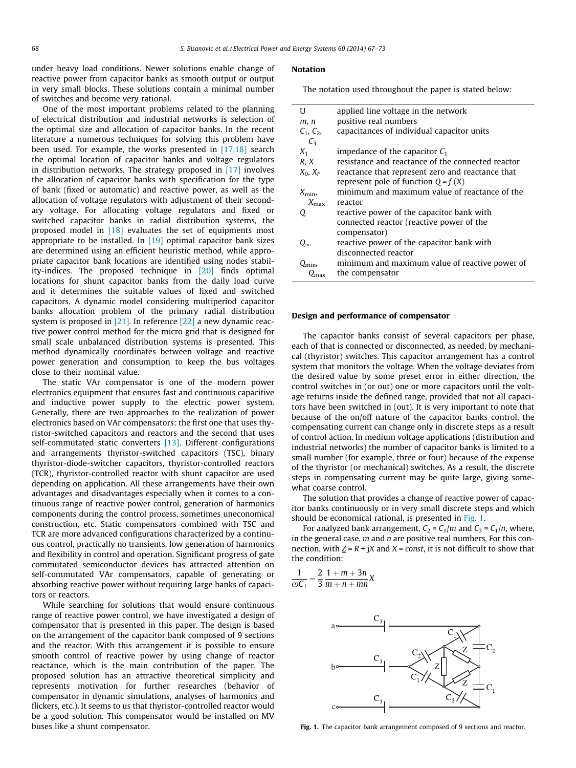under heavy load conditions. Newer solutions enable change of reactive power from capacitor banks as smooth output or output in very small blocks. These solutions contain a minimal number of switches and become very rational.

One of the most important problems related to the planning of electrical distribution and industrial networks is selection of the optimal size and allocation of capacitor banks. In the recent literature a numerous techniques for solving this problem have been used. For example, the works presented in [17,18] search the optimal location of capacitor banks and voltage regulators in distribution networks. The strategy proposed in [17] involves the allocation of capacitor banks with specification for the type of bank (fixed or automatic) and reactive power, as well as the allocation of voltage regulators with adjustment of their secondary voltage. For allocating voltage regulators and fixed or switched capacitor banks in radial distribution systems, the proposed model in [18] evaluates the set of equipments most appropriate to be installed. In [19] optimal capacitor bank sizes are determined using an efficient heuristic method, while appropriate capacitor bank locations are identified using nodes stability-indices. The proposed technique in [20] finds optimal locations for shunt capacitor banks from the daily load curve and it determines the suitable values of fixed and switched capacitors. A dynamic model considering multiperiod capacitor banks allocation problem of the primary radial distribution system is proposed in [21]. In reference [22] a new dynamic reactive power control method for the micro grid that is designed for small scale unbalanced distribution systems is presented. This method dynamically coordinates between voltage and reactive power generation and consumption to keep the bus voltages close to their nominal value.

The static VAr compensator is one of the modern power electronics equipment that ensures fast and continuous capacitive and inductive power supply to the electric power system. Generally, there are two approaches to the realization of power electronics based on VAr compensators: the first one that uses thyristor-switched capacitors and reactors and the second that uses self-commutated static converters [13]. Different configurations and arrangements thyristor-switched capacitors (TSC), binary thyristor-diode-switcher capacitors, thyristor-controlled reactors (TCR), thyristor-controlled reactor with shunt capacitor are used depending on application. All these arrangements have their own advantages and disadvantages especially when it comes to a continuous range of reactive power control, generation of harmonics components during the control process, sometimes uneconomical construction, etc. Static compensators combined with TSC and TCR are more advanced configurations characterized by a continuous control, practically no transients, low generation of harmonics and flexibility in control and operation. Significant progress of gate commutated semiconductor devices has attracted attention on self-commutated VAr compensators, capable of generating or absorbing reactive power without requiring large banks of capacitors or reactors.

While searching for solutions that would ensure continuous range of reactive power control, we have investigated a design of compensator that is presented in this paper. The design is based on the arrangement of the capacitor bank composed of 9 sections and the reactor. With this arrangement it is possible to ensure smooth control of reactive power by using change of reactor reactance, which is the main contribution of the paper. The proposed solution has an attractive theoretical simplicity and represents motivation for further researches (behavior of compensator in dynamic simulations, analyses of harmonics and flickers, etc.). It seems to us that thyristor-controlled reactor would be a good solution. This compensator would be installed on MV buses like a shunt compensator.

## Notation

The notation used throughout the paper is stated below:

| | |
|---|---|
| U | applied line voltage in the network |
| $m$, $n$ | positive real numbers |
| $C_1$, $C_2$, $C_3$ | capacitances of individual capacitor units |
| $X_1$ | impedance of the capacitor $C_1$ |
| $R$, $X$ | resistance and reactance of the connected reactor |
| $X_0$, $X_P$ | reactance that represent zero and reactance that represent pole of function $Q = f(X)$ |
| $X_{\min}$, $X_{\max}$ | minimum and maximum value of reactance of the reactor |
| $Q$ | reactive power of the capacitor bank with connected reactor (reactive power of the compensator) |
| $Q_\infty$ | reactive power of the capacitor bank with disconnected reactor |
| $Q_{\min}$, $Q_{\max}$ | minimum and maximum value of reactive power of the compensator |

## Design and performance of compensator

The capacitor banks consist of several capacitors per phase, each of that is connected or disconnected, as needed, by mechanical (thyristor) switches. This capacitor arrangement has a control system that monitors the voltage. When the voltage deviates from the desired value by some preset error in either direction, the control switches in (or out) one or more capacitors until the voltage returns inside the defined range, provided that not all capacitors have been switched in (out). It is very important to note that because of the on/off nature of the capacitor banks control, the compensating current can change only in discrete steps as a result of control action. In medium voltage applications (distribution and industrial networks) the number of capacitor banks is limited to a small number (for example, three or four) because of the expense of the thyristor (or mechanical) switches. As a result, the discrete steps in compensating current may be quite large, giving somewhat coarse control.

The solution that provides a change of reactive power of capacitor banks continuously or in very small discrete steps and which should be economical rational, is presented in Fig. 1.

For analyzed bank arrangement, $C_2 = C_1/m$ and $C_3 = C_1/n$, where, in the general case, $m$ and $n$ are positive real numbers. For this connection, with $\underline{Z} = R + jX$ and $X = const$, it is not difficult to show that the condition:

$$\frac{1}{\omega C_1} = \frac{2}{3}\frac{1 + m + 3n}{m + n + mn}X$$

Fig. 1. The capacitor bank arrangement composed of 9 sections and reactor.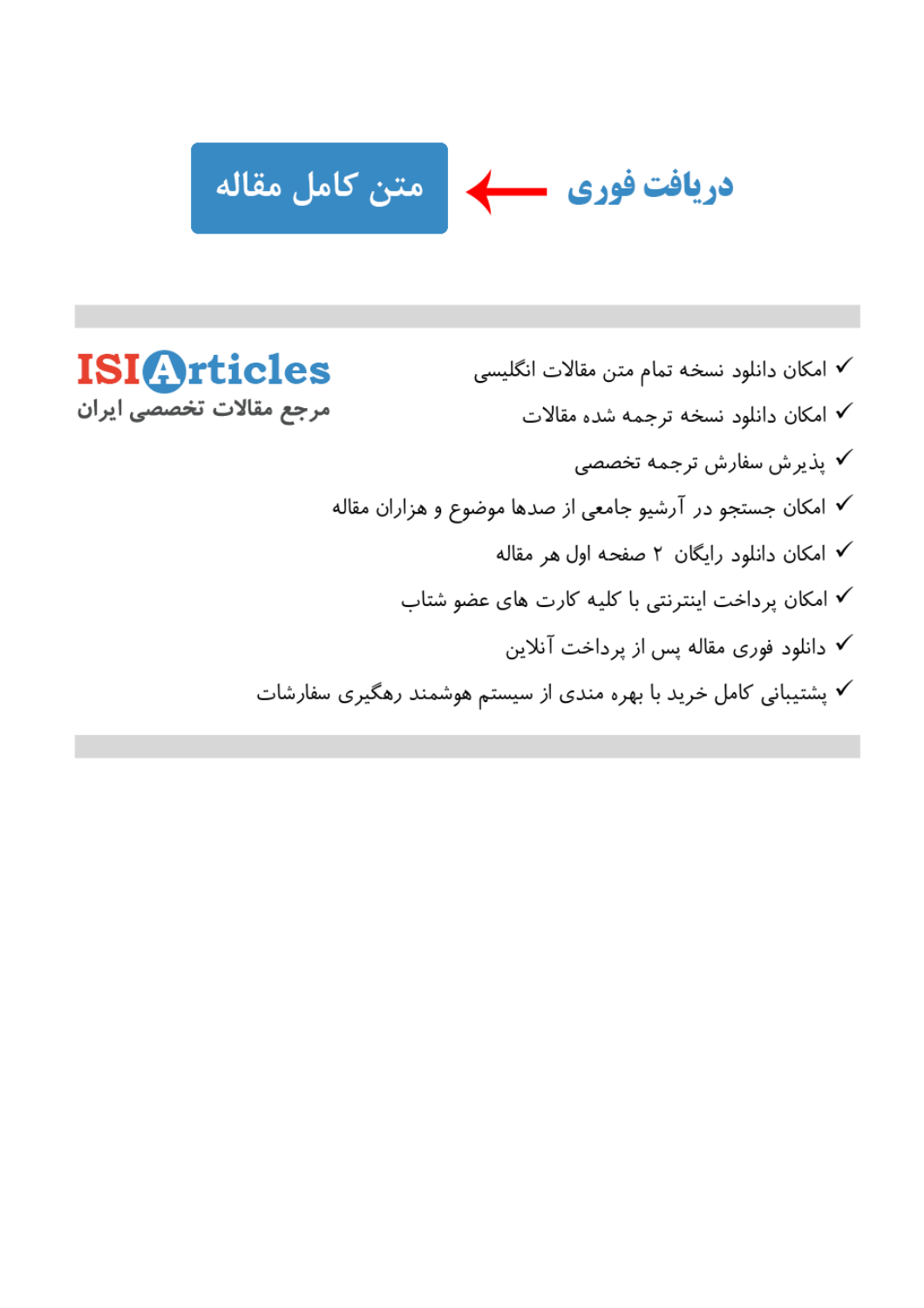دریافت فوری ← **متن کامل مقاله**

**ISIArticles**
مرجع مقالات تخصصی ایران

- ✓ امکان دانلود نسخه تمام متن مقالات انگلیسی
- ✓ امکان دانلود نسخه ترجمه شده مقالات
- ✓ پذیرش سفارش ترجمه تخصصی
- ✓ امکان جستجو در آرشیو جامعی از صدها موضوع و هزاران مقاله
- ✓ امکان دانلود رایگان ۲ صفحه اول هر مقاله
- ✓ امکان پرداخت اینترنتی با کلیه کارت های عضو شتاب
- ✓ دانلود فوری مقاله پس از پرداخت آنلاین
- ✓ پشتیبانی کامل خرید با بهره مندی از سیستم هوشمند رهگیری سفارشات